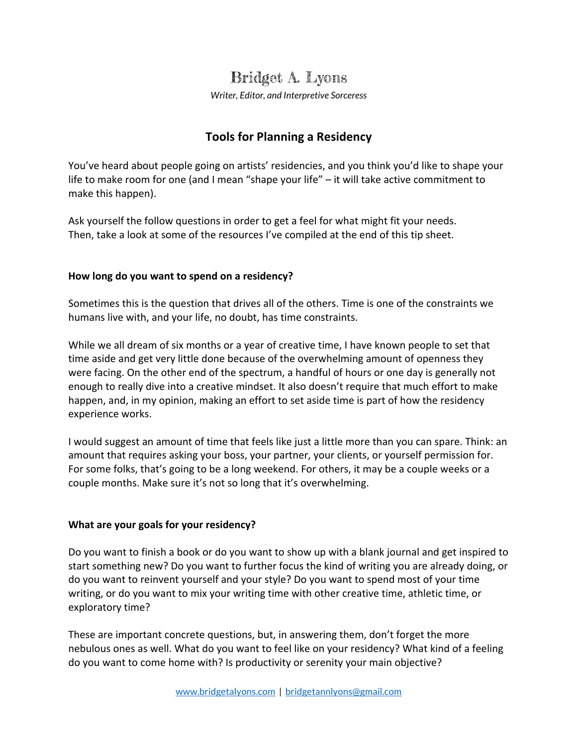# Bridget A. Lyons

*Writer, Editor, and Interpretive Sorceress*

## Tools for Planning a Residency

You've heard about people going on artists' residencies, and you think you'd like to shape your life to make room for one (and I mean "shape your life" – it will take active commitment to make this happen).

Ask yourself the follow questions in order to get a feel for what might fit your needs. Then, take a look at some of the resources I've compiled at the end of this tip sheet.

### How long do you want to spend on a residency?

Sometimes this is the question that drives all of the others. Time is one of the constraints we humans live with, and your life, no doubt, has time constraints.

While we all dream of six months or a year of creative time, I have known people to set that time aside and get very little done because of the overwhelming amount of openness they were facing. On the other end of the spectrum, a handful of hours or one day is generally not enough to really dive into a creative mindset. It also doesn't require that much effort to make happen, and, in my opinion, making an effort to set aside time is part of how the residency experience works.

I would suggest an amount of time that feels like just a little more than you can spare. Think: an amount that requires asking your boss, your partner, your clients, or yourself permission for. For some folks, that's going to be a long weekend. For others, it may be a couple weeks or a couple months. Make sure it's not so long that it's overwhelming.

### What are your goals for your residency?

Do you want to finish a book or do you want to show up with a blank journal and get inspired to start something new? Do you want to further focus the kind of writing you are already doing, or do you want to reinvent yourself and your style? Do you want to spend most of your time writing, or do you want to mix your writing time with other creative time, athletic time, or exploratory time?

These are important concrete questions, but, in answering them, don't forget the more nebulous ones as well. What do you want to feel like on your residency? What kind of a feeling do you want to come home with? Is productivity or serenity your main objective?

[www.bridgetalyons.com](http://www.bridgetalyons.com) | [bridgetannlyons@gmail.com](mailto:bridgetannlyons@gmail.com)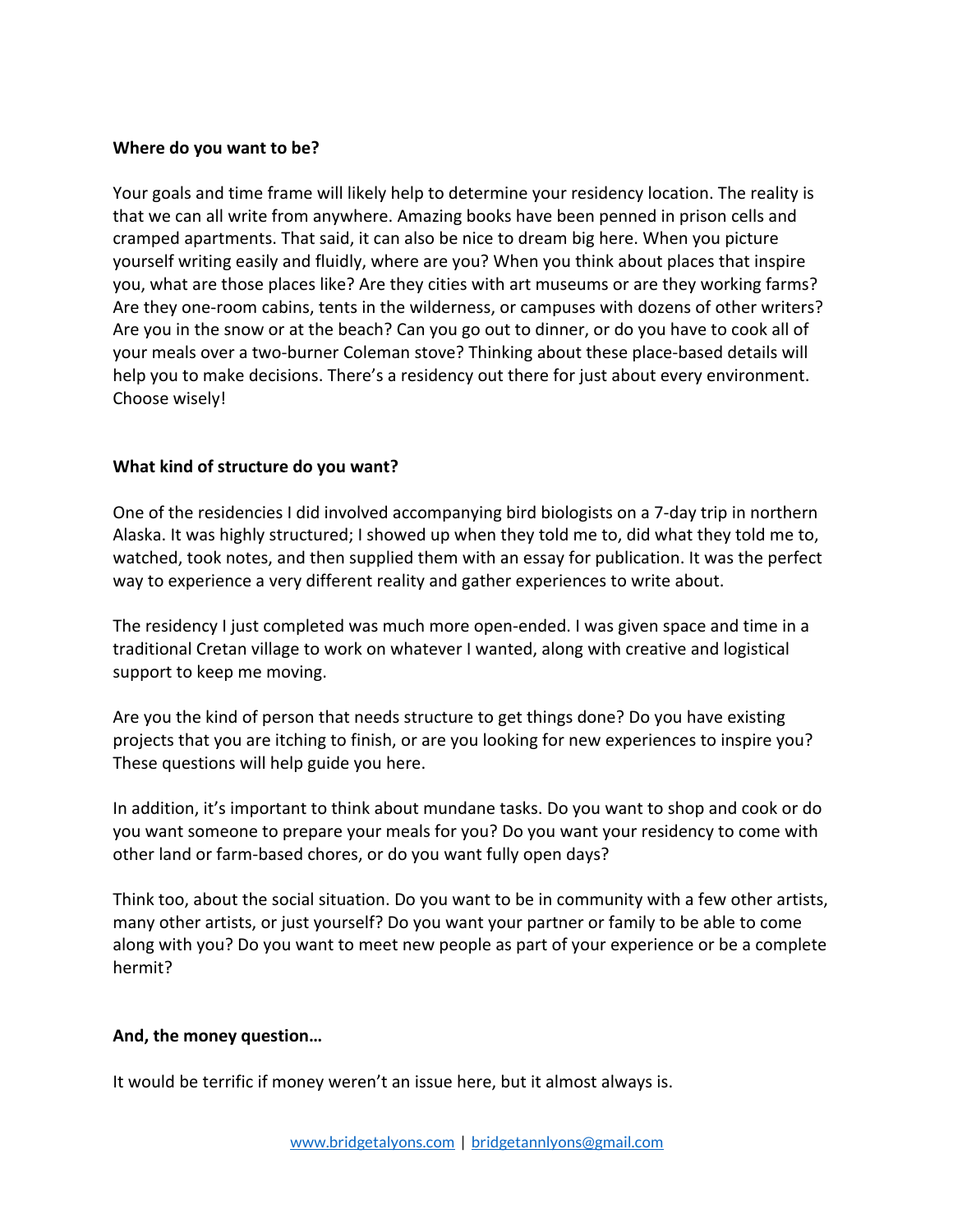**Where do you want to be?**

Your goals and time frame will likely help to determine your residency location. The reality is that we can all write from anywhere. Amazing books have been penned in prison cells and cramped apartments. That said, it can also be nice to dream big here. When you picture yourself writing easily and fluidly, where are you? When you think about places that inspire you, what are those places like? Are they cities with art museums or are they working farms? Are they one-room cabins, tents in the wilderness, or campuses with dozens of other writers? Are you in the snow or at the beach? Can you go out to dinner, or do you have to cook all of your meals over a two-burner Coleman stove? Thinking about these place-based details will help you to make decisions. There's a residency out there for just about every environment. Choose wisely!

**What kind of structure do you want?**

One of the residencies I did involved accompanying bird biologists on a 7-day trip in northern Alaska. It was highly structured; I showed up when they told me to, did what they told me to, watched, took notes, and then supplied them with an essay for publication. It was the perfect way to experience a very different reality and gather experiences to write about.

The residency I just completed was much more open-ended. I was given space and time in a traditional Cretan village to work on whatever I wanted, along with creative and logistical support to keep me moving.

Are you the kind of person that needs structure to get things done? Do you have existing projects that you are itching to finish, or are you looking for new experiences to inspire you? These questions will help guide you here.

In addition, it's important to think about mundane tasks. Do you want to shop and cook or do you want someone to prepare your meals for you? Do you want your residency to come with other land or farm-based chores, or do you want fully open days?

Think too, about the social situation. Do you want to be in community with a few other artists, many other artists, or just yourself? Do you want your partner or family to be able to come along with you? Do you want to meet new people as part of your experience or be a complete hermit?

**And, the money question…**

It would be terrific if money weren't an issue here, but it almost always is.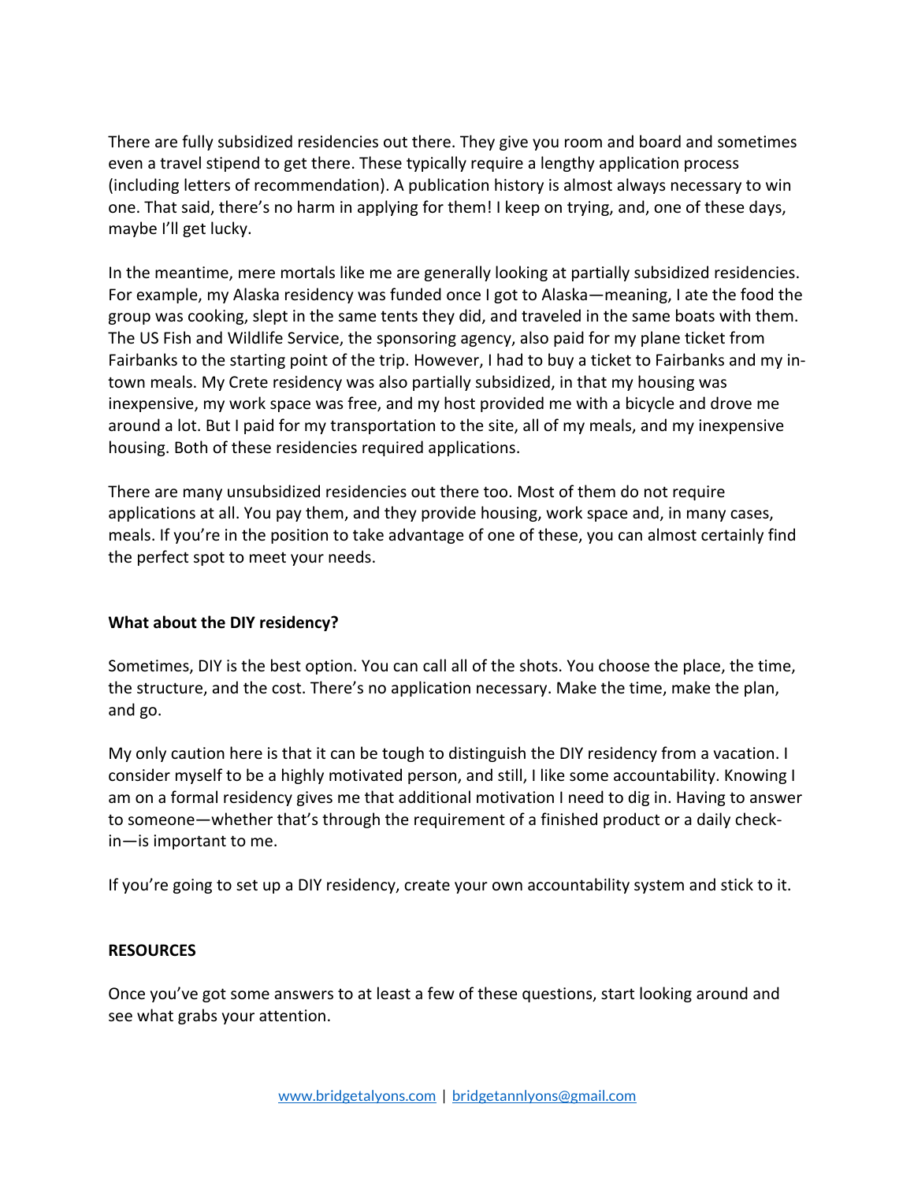There are fully subsidized residencies out there. They give you room and board and sometimes even a travel stipend to get there. These typically require a lengthy application process (including letters of recommendation). A publication history is almost always necessary to win one. That said, there's no harm in applying for them! I keep on trying, and, one of these days, maybe I'll get lucky.

In the meantime, mere mortals like me are generally looking at partially subsidized residencies. For example, my Alaska residency was funded once I got to Alaska—meaning, I ate the food the group was cooking, slept in the same tents they did, and traveled in the same boats with them. The US Fish and Wildlife Service, the sponsoring agency, also paid for my plane ticket from Fairbanks to the starting point of the trip. However, I had to buy a ticket to Fairbanks and my in-town meals. My Crete residency was also partially subsidized, in that my housing was inexpensive, my work space was free, and my host provided me with a bicycle and drove me around a lot. But I paid for my transportation to the site, all of my meals, and my inexpensive housing. Both of these residencies required applications.

There are many unsubsidized residencies out there too. Most of them do not require applications at all. You pay them, and they provide housing, work space and, in many cases, meals. If you're in the position to take advantage of one of these, you can almost certainly find the perfect spot to meet your needs.

**What about the DIY residency?**

Sometimes, DIY is the best option. You can call all of the shots. You choose the place, the time, the structure, and the cost. There's no application necessary. Make the time, make the plan, and go.

My only caution here is that it can be tough to distinguish the DIY residency from a vacation. I consider myself to be a highly motivated person, and still, I like some accountability. Knowing I am on a formal residency gives me that additional motivation I need to dig in. Having to answer to someone—whether that's through the requirement of a finished product or a daily check-in—is important to me.

If you're going to set up a DIY residency, create your own accountability system and stick to it.

**RESOURCES**

Once you've got some answers to at least a few of these questions, start looking around and see what grabs your attention.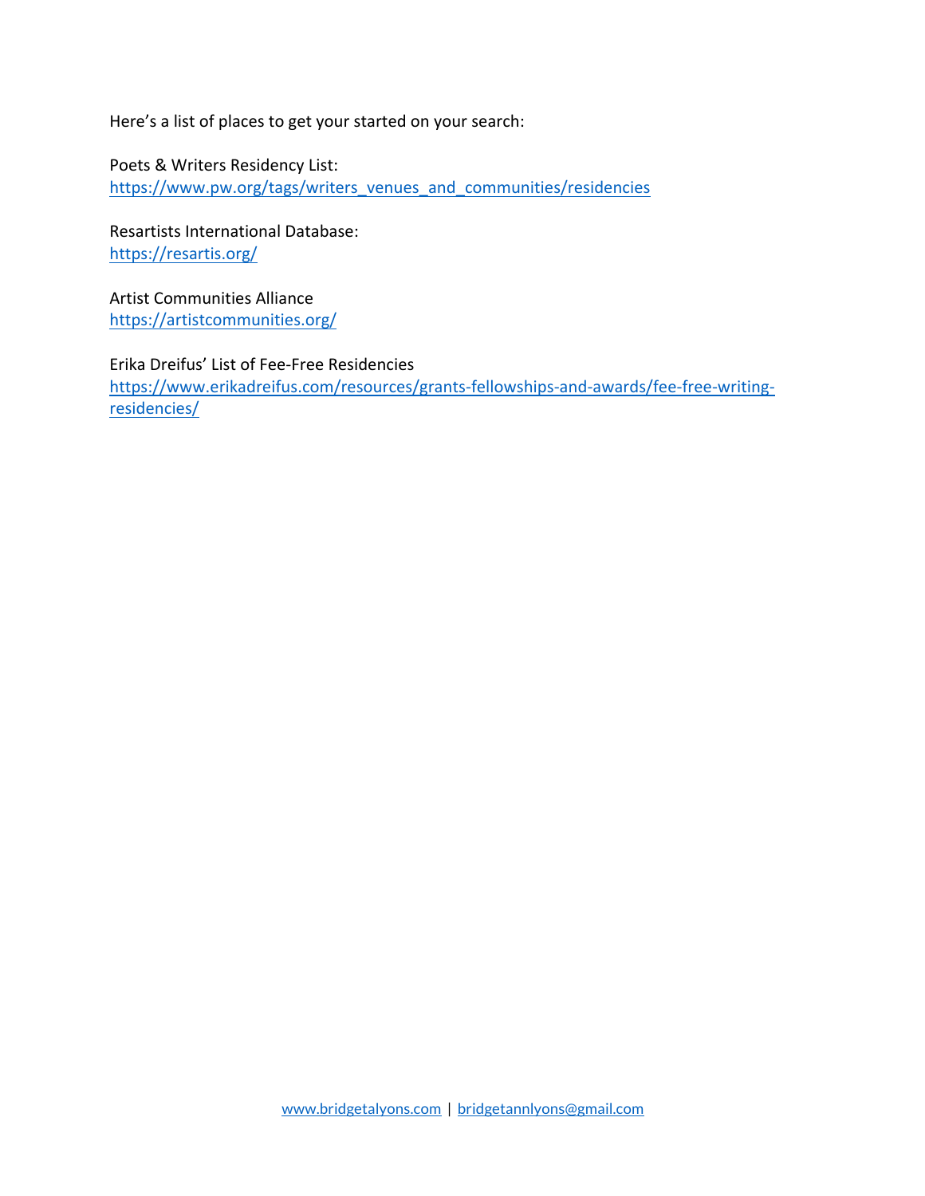Here's a list of places to get your started on your search:

Poets & Writers Residency List:
https://www.pw.org/tags/writers_venues_and_communities/residencies

Resartists International Database:
https://resartis.org/

Artist Communities Alliance
https://artistcommunities.org/

Erika Dreifus' List of Fee-Free Residencies
https://www.erikadreifus.com/resources/grants-fellowships-and-awards/fee-free-writing-residencies/

www.bridgetalyons.com | bridgetannlyons@gmail.com